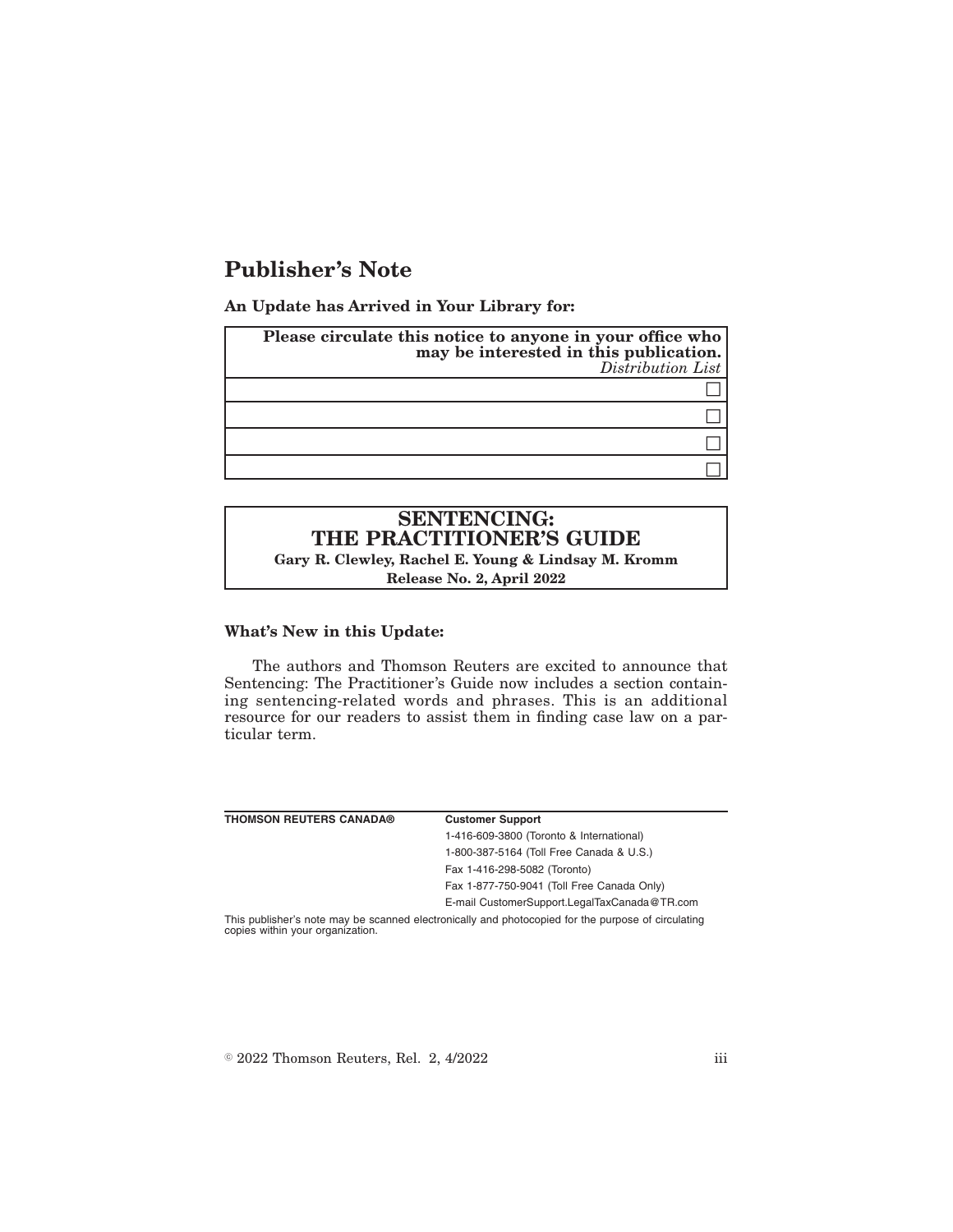# Publisher's Note

**An Update has Arrived in Your Library for:**

| **Please circulate this notice to anyone in your office who may be interested in this publication.** *Distribution List* |
| --- |
| ☐ |
| ☐ |
| ☐ |
| ☐ |

## SENTENCING: THE PRACTITIONER'S GUIDE

**Gary R. Clewley, Rachel E. Young & Lindsay M. Kromm**

**Release No. 2, April 2022**

**What's New in this Update:**

The authors and Thomson Reuters are excited to announce that Sentencing: The Practitioner's Guide now includes a section containing sentencing-related words and phrases. This is an additional resource for our readers to assist them in finding case law on a particular term.

| **THOMSON REUTERS CANADA®** | **Customer Support** |
| --- | --- |
| | 1-416-609-3800 (Toronto & International) |
| | 1-800-387-5164 (Toll Free Canada & U.S.) |
| | Fax 1-416-298-5082 (Toronto) |
| | Fax 1-877-750-9041 (Toll Free Canada Only) |
| | E-mail CustomerSupport.LegalTaxCanada@TR.com |

This publisher's note may be scanned electronically and photocopied for the purpose of circulating copies within your organization.

© 2022 Thomson Reuters, Rel. 2, 4/2022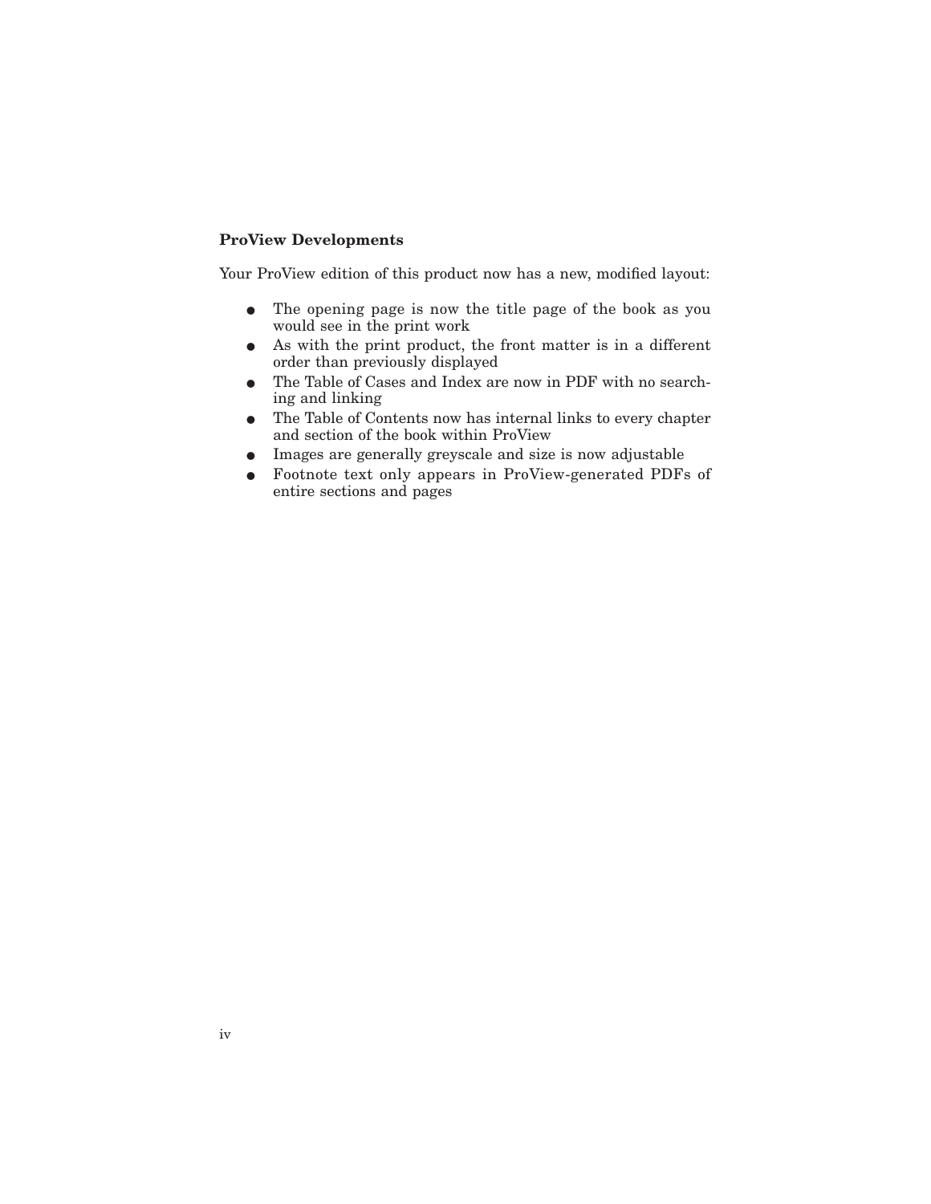**ProView Developments**

Your ProView edition of this product now has a new, modified layout:

- The opening page is now the title page of the book as you would see in the print work
- As with the print product, the front matter is in a different order than previously displayed
- The Table of Cases and Index are now in PDF with no searching and linking
- The Table of Contents now has internal links to every chapter and section of the book within ProView
- Images are generally greyscale and size is now adjustable
- Footnote text only appears in ProView-generated PDFs of entire sections and pages